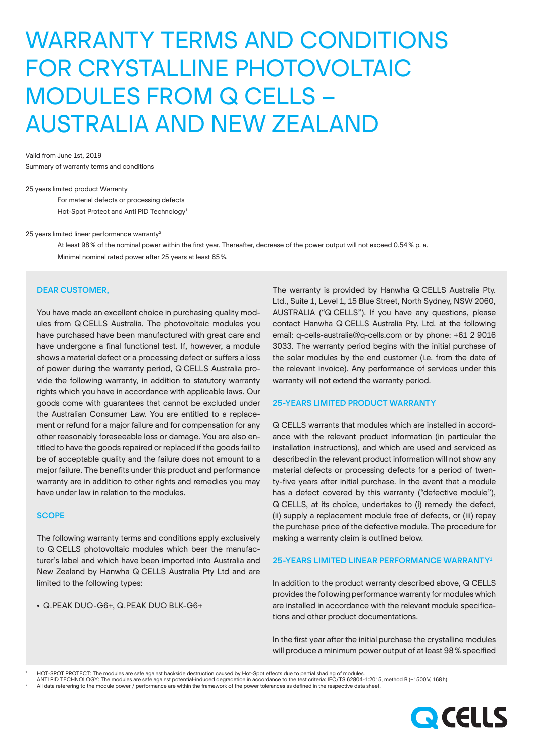# WARRANTY TERMS AND CONDITIONS FOR CRYSTALLINE PHOTOVOLTAIC MODULES FROM Q CELLS – AUSTRALIA AND NEW ZEALAND

Valid from June 1st, 2019
Summary of warranty terms and conditions

25 years limited product Warranty

For material defects or processing defects
Hot-Spot Protect and Anti PID Technology[1]

25 years limited linear performance warranty[2]

At least 98 % of the nominal power within the first year. Thereafter, decrease of the power output will not exceed 0.54 % p. a.
Minimal nominal rated power after 25 years at least 85 %.

## DEAR CUSTOMER,

You have made an excellent choice in purchasing quality modules from Q CELLS Australia. The photovoltaic modules you have purchased have been manufactured with great care and have undergone a final functional test. If, however, a module shows a material defect or a processing defect or suffers a loss of power during the warranty period, Q CELLS Australia provide the following warranty, in addition to statutory warranty rights which you have in accordance with applicable laws. Our goods come with guarantees that cannot be excluded under the Australian Consumer Law. You are entitled to a replacement or refund for a major failure and for compensation for any other reasonably foreseeable loss or damage. You are also entitled to have the goods repaired or replaced if the goods fail to be of acceptable quality and the failure does not amount to a major failure. The benefits under this product and performance warranty are in addition to other rights and remedies you may have under law in relation to the modules.

## SCOPE

The following warranty terms and conditions apply exclusively to Q CELLS photovoltaic modules which bear the manufacturer's label and which have been imported into Australia and New Zealand by Hanwha Q CELLS Australia Pty Ltd and are limited to the following types:

- Q.PEAK DUO-G6+, Q.PEAK DUO BLK-G6+

The warranty is provided by Hanwha Q CELLS Australia Pty. Ltd., Suite 1, Level 1, 15 Blue Street, North Sydney, NSW 2060, AUSTRALIA ("Q CELLS"). If you have any questions, please contact Hanwha Q CELLS Australia Pty. Ltd. at the following email: q-cells-australia@q-cells.com or by phone: +61 2 9016 3033. The warranty period begins with the initial purchase of the solar modules by the end customer (i.e. from the date of the relevant invoice). Any performance of services under this warranty will not extend the warranty period.

## 25-YEARS LIMITED PRODUCT WARRANTY

Q CELLS warrants that modules which are installed in accordance with the relevant product information (in particular the installation instructions), and which are used and serviced as described in the relevant product information will not show any material defects or processing defects for a period of twenty-five years after initial purchase. In the event that a module has a defect covered by this warranty ("defective module"), Q CELLS, at its choice, undertakes to (i) remedy the defect, (ii) supply a replacement module free of defects, or (iii) repay the purchase price of the defective module. The procedure for making a warranty claim is outlined below.

## 25-YEARS LIMITED LINEAR PERFORMANCE WARRANTY[1]

In addition to the product warranty described above, Q CELLS provides the following performance warranty for modules which are installed in accordance with the relevant module specifications and other product documentations.

In the first year after the initial purchase the crystalline modules will produce a minimum power output of at least 98 % specified

[1] HOT-SPOT PROTECT: The modules are safe against backside destruction caused by Hot-Spot effects due to partial shading of modules.
ANTI PID TECHNOLOGY: The modules are safe against potential-induced degradation in accordance to the test criteria: IEC/TS 62804-1:2015, method B (−1500 V, 168 h)

[2] All data referering to the module power / performance are within the framework of the power tolerances as defined in the respective data sheet.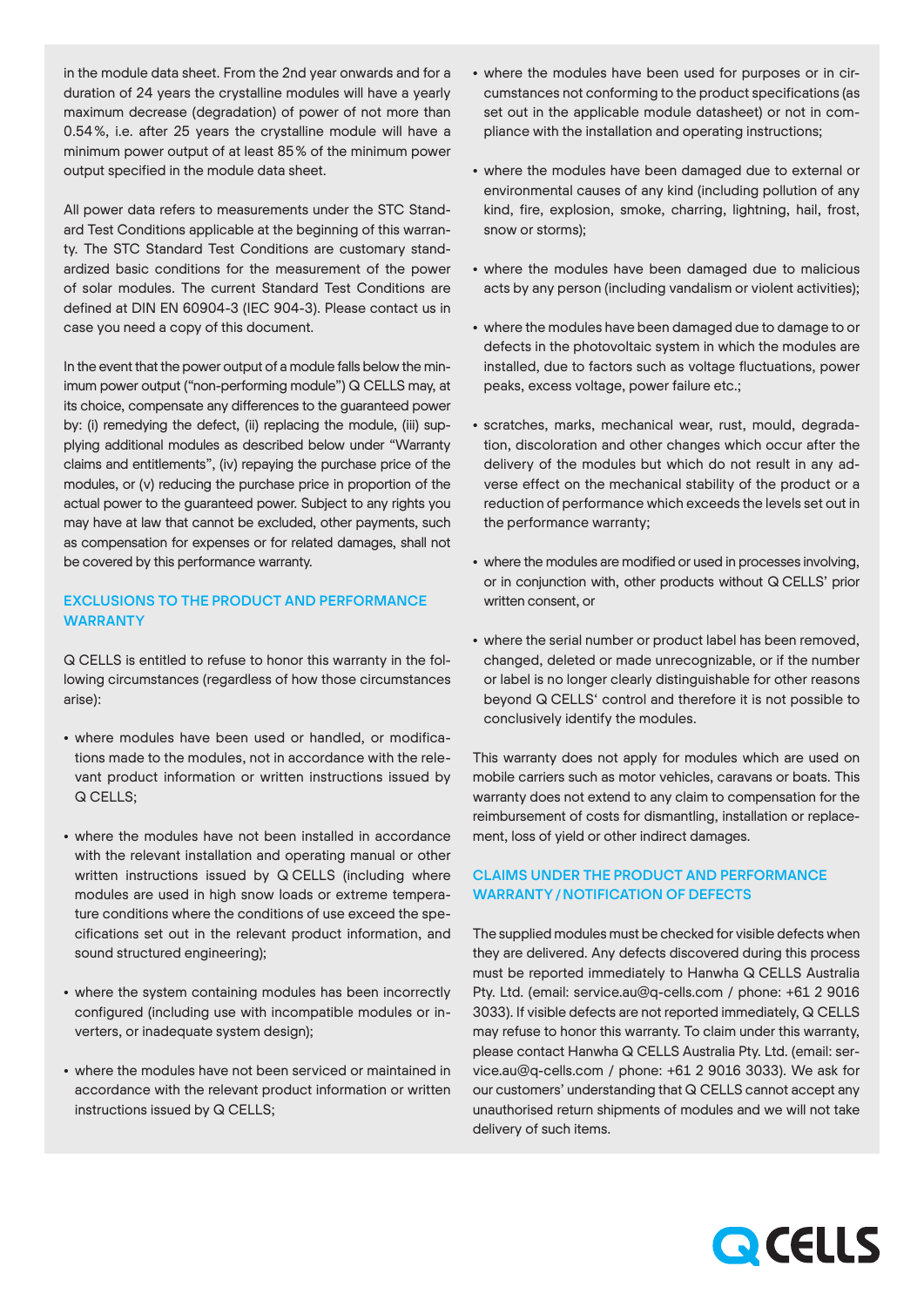in the module data sheet. From the 2nd year onwards and for a duration of 24 years the crystalline modules will have a yearly maximum decrease (degradation) of power of not more than 0.54%, i.e. after 25 years the crystalline module will have a minimum power output of at least 85% of the minimum power output specified in the module data sheet.

All power data refers to measurements under the STC Standard Test Conditions applicable at the beginning of this warranty. The STC Standard Test Conditions are customary standardized basic conditions for the measurement of the power of solar modules. The current Standard Test Conditions are defined at DIN EN 60904-3 (IEC 904-3). Please contact us in case you need a copy of this document.

In the event that the power output of a module falls below the minimum power output ("non-performing module") Q CELLS may, at its choice, compensate any differences to the guaranteed power by: (i) remedying the defect, (ii) replacing the module, (iii) supplying additional modules as described below under "Warranty claims and entitlements", (iv) repaying the purchase price of the modules, or (v) reducing the purchase price in proportion of the actual power to the guaranteed power. Subject to any rights you may have at law that cannot be excluded, other payments, such as compensation for expenses or for related damages, shall not be covered by this performance warranty.

## EXCLUSIONS TO THE PRODUCT AND PERFORMANCE WARRANTY

Q CELLS is entitled to refuse to honor this warranty in the following circumstances (regardless of how those circumstances arise):

- where modules have been used or handled, or modifications made to the modules, not in accordance with the relevant product information or written instructions issued by Q CELLS;
- where the modules have not been installed in accordance with the relevant installation and operating manual or other written instructions issued by Q CELLS (including where modules are used in high snow loads or extreme temperature conditions where the conditions of use exceed the specifications set out in the relevant product information, and sound structured engineering);
- where the system containing modules has been incorrectly configured (including use with incompatible modules or inverters, or inadequate system design);
- where the modules have not been serviced or maintained in accordance with the relevant product information or written instructions issued by Q CELLS;
- where the modules have been used for purposes or in circumstances not conforming to the product specifications (as set out in the applicable module datasheet) or not in compliance with the installation and operating instructions;
- where the modules have been damaged due to external or environmental causes of any kind (including pollution of any kind, fire, explosion, smoke, charring, lightning, hail, frost, snow or storms);
- where the modules have been damaged due to malicious acts by any person (including vandalism or violent activities);
- where the modules have been damaged due to damage to or defects in the photovoltaic system in which the modules are installed, due to factors such as voltage fluctuations, power peaks, excess voltage, power failure etc.;
- scratches, marks, mechanical wear, rust, mould, degradation, discoloration and other changes which occur after the delivery of the modules but which do not result in any adverse effect on the mechanical stability of the product or a reduction of performance which exceeds the levels set out in the performance warranty;
- where the modules are modified or used in processes involving, or in conjunction with, other products without Q CELLS' prior written consent, or
- where the serial number or product label has been removed, changed, deleted or made unrecognizable, or if the number or label is no longer clearly distinguishable for other reasons beyond Q CELLS' control and therefore it is not possible to conclusively identify the modules.

This warranty does not apply for modules which are used on mobile carriers such as motor vehicles, caravans or boats. This warranty does not extend to any claim to compensation for the reimbursement of costs for dismantling, installation or replacement, loss of yield or other indirect damages.

## CLAIMS UNDER THE PRODUCT AND PERFORMANCE WARRANTY / NOTIFICATION OF DEFECTS

The supplied modules must be checked for visible defects when they are delivered. Any defects discovered during this process must be reported immediately to Hanwha Q CELLS Australia Pty. Ltd. (email: service.au@q-cells.com / phone: +61 2 9016 3033). If visible defects are not reported immediately, Q CELLS may refuse to honor this warranty. To claim under this warranty, please contact Hanwha Q CELLS Australia Pty. Ltd. (email: service.au@q-cells.com / phone: +61 2 9016 3033). We ask for our customers' understanding that Q CELLS cannot accept any unauthorised return shipments of modules and we will not take delivery of such items.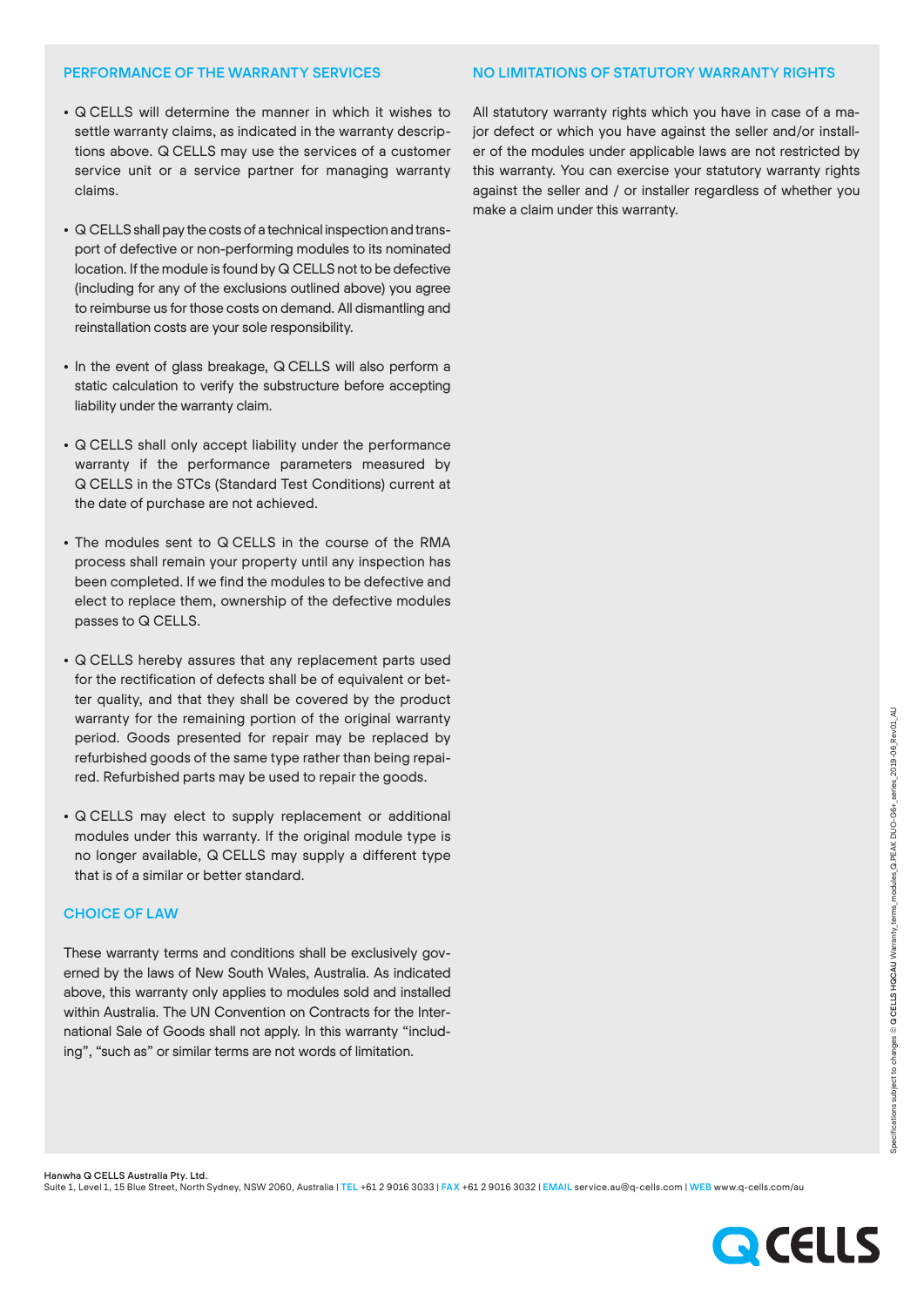## PERFORMANCE OF THE WARRANTY SERVICES

- Q CELLS will determine the manner in which it wishes to settle warranty claims, as indicated in the warranty descriptions above. Q CELLS may use the services of a customer service unit or a service partner for managing warranty claims.
- Q CELLS shall pay the costs of a technical inspection and transport of defective or non-performing modules to its nominated location. If the module is found by Q CELLS not to be defective (including for any of the exclusions outlined above) you agree to reimburse us for those costs on demand. All dismantling and reinstallation costs are your sole responsibility.
- In the event of glass breakage, Q CELLS will also perform a static calculation to verify the substructure before accepting liability under the warranty claim.
- Q CELLS shall only accept liability under the performance warranty if the performance parameters measured by Q CELLS in the STCs (Standard Test Conditions) current at the date of purchase are not achieved.
- The modules sent to Q CELLS in the course of the RMA process shall remain your property until any inspection has been completed. If we find the modules to be defective and elect to replace them, ownership of the defective modules passes to Q CELLS.
- Q CELLS hereby assures that any replacement parts used for the rectification of defects shall be of equivalent or better quality, and that they shall be covered by the product warranty for the remaining portion of the original warranty period. Goods presented for repair may be replaced by refurbished goods of the same type rather than being repaired. Refurbished parts may be used to repair the goods.
- Q CELLS may elect to supply replacement or additional modules under this warranty. If the original module type is no longer available, Q CELLS may supply a different type that is of a similar or better standard.

## CHOICE OF LAW

These warranty terms and conditions shall be exclusively governed by the laws of New South Wales, Australia. As indicated above, this warranty only applies to modules sold and installed within Australia. The UN Convention on Contracts for the International Sale of Goods shall not apply. In this warranty "including", "such as" or similar terms are not words of limitation.

## NO LIMITATIONS OF STATUTORY WARRANTY RIGHTS

All statutory warranty rights which you have in case of a major defect or which you have against the seller and/or installer of the modules under applicable laws are not restricted by this warranty. You can exercise your statutory warranty rights against the seller and / or installer regardless of whether you make a claim under this warranty.

Specifications subject to changes © Q CELLS HQCAU Warranty_terms_modules_Q.PEAK DUO-G6+_series_2019-06_Rev01_AU

**Hanwha Q CELLS Australia Pty. Ltd.**
Suite 1, Level 1, 15 Blue Street, North Sydney, NSW 2060, Australia | TEL +61 2 9016 3033 | FAX +61 2 9016 3032 | EMAIL service.au@q-cells.com | WEB www.q-cells.com/au